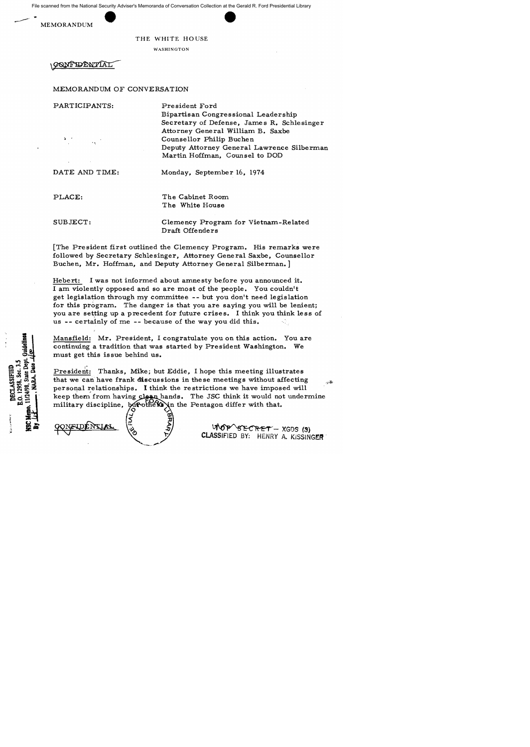File scanned from the National Security Adviser's Memoranda of Conversation Collection at the Gerald R. Ford Presidential Library

MEMORANDUM

THE WHITE HOUSE

WASHINGTON

CONFIDENTIAL

MEMORANDUM OF CONVERSATION

PARTICIPANTS: President Ford
Bipartisan Congressional Leadership
Secretary of Defense, James R. Schlesinger
Attorney General William B. Saxbe
Counsellor Philip Buchen
Deputy Attorney General Lawrence Silberman
Martin Hoffman, Counsel to DOD

DATE AND TIME: Monday, September 16, 1974

PLACE: The Cabinet Room
The White House

SUBJECT: Clemency Program for Vietnam-Related Draft Offenders

[The President first outlined the Clemency Program. His remarks were followed by Secretary Schlesinger, Attorney General Saxbe, Counsellor Buchen, Mr. Hoffman, and Deputy Attorney General Silberman.]

Hebert: I was not informed about amnesty before you announced it. I am violently opposed and so are most of the people. You couldn't get legislation through my committee -- but you don't need legislation for this program. The danger is that you are saying you will be lenient; you are setting up a precedent for future crises. I think you think less of us -- certainly of me -- because of the way you did this.

Mansfield: Mr. President, I congratulate you on this action. You are continuing a tradition that was started by President Washington. We must get this issue behind us.

President: Thanks, Mike; but Eddie, I hope this meeting illustrates that we can have frank discussions in these meetings without affecting personal relationships. I think the restrictions we have imposed will keep them from having clean hands. The JSC think it would not undermine military discipline, but others in the Pentagon differ with that.

DECLASSIFIED
E.O. 12958, Sec. 3.5
NSC Memo, 11/24/98, State Dept. Guidelines
By ___, NARA, Date ___

CONFIDENTIAL

TOP SECRET - XGDS (3)
CLASSIFIED BY: HENRY A. KISSINGER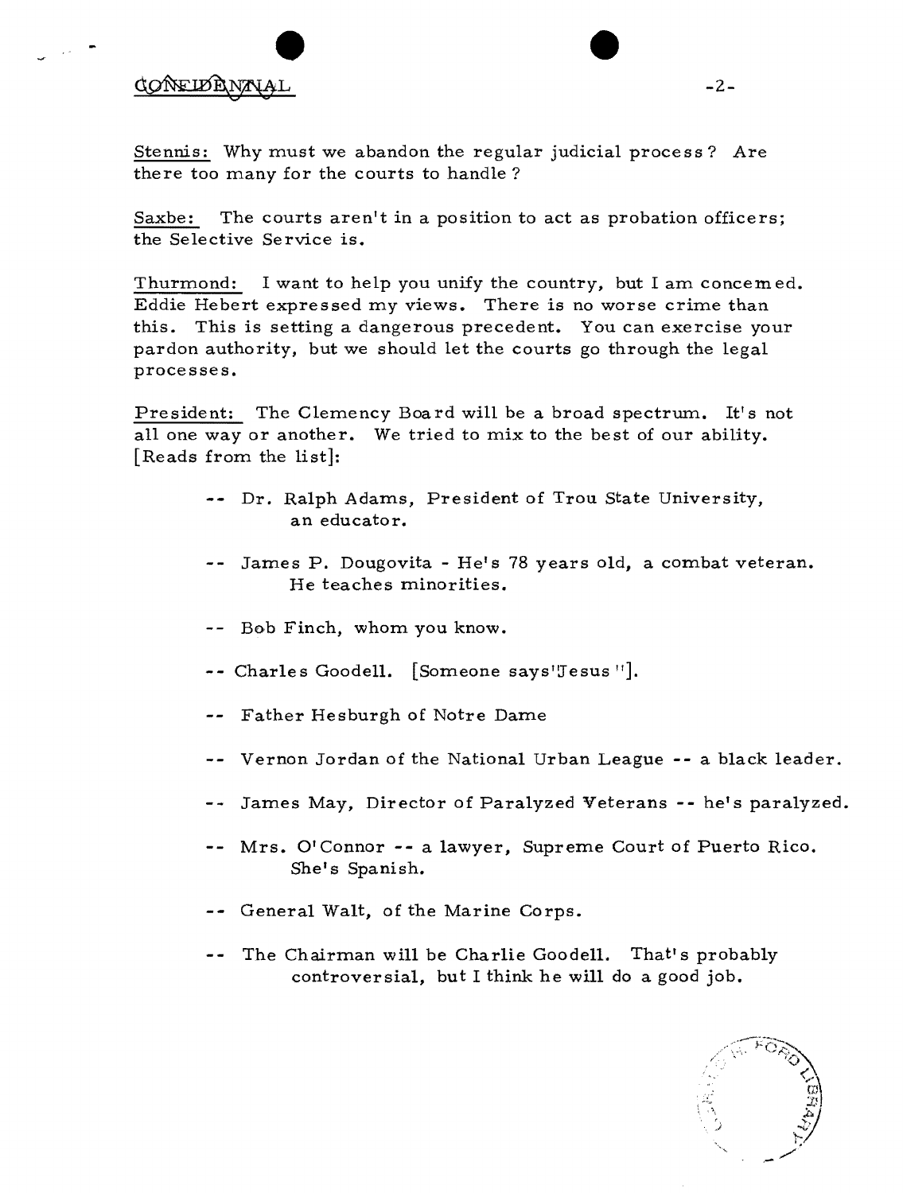CONFIDENTIAL

Stennis: Why must we abandon the regular judicial process? Are there too many for the courts to handle?

Saxbe: The courts aren't in a position to act as probation officers; the Selective Service is.

Thurmond: I want to help you unify the country, but I am concerned. Eddie Hebert expressed my views. There is no worse crime than this. This is setting a dangerous precedent. You can exercise your pardon authority, but we should let the courts go through the legal processes.

President: The Clemency Board will be a broad spectrum. It's not all one way or another. We tried to mix to the best of our ability. [Reads from the list]:

- -- Dr. Ralph Adams, President of Trou State University, an educator.
- -- James P. Dougovita - He's 78 years old, a combat veteran. He teaches minorities.
- -- Bob Finch, whom you know.
- -- Charles Goodell. [Someone says "Jesus"].
- -- Father Hesburgh of Notre Dame
- -- Vernon Jordan of the National Urban League -- a black leader.
- -- James May, Director of Paralyzed Veterans -- he's paralyzed.
- -- Mrs. O'Connor -- a lawyer, Supreme Court of Puerto Rico. She's Spanish.
- -- General Walt, of the Marine Corps.
- -- The Chairman will be Charlie Goodell. That's probably controversial, but I think he will do a good job.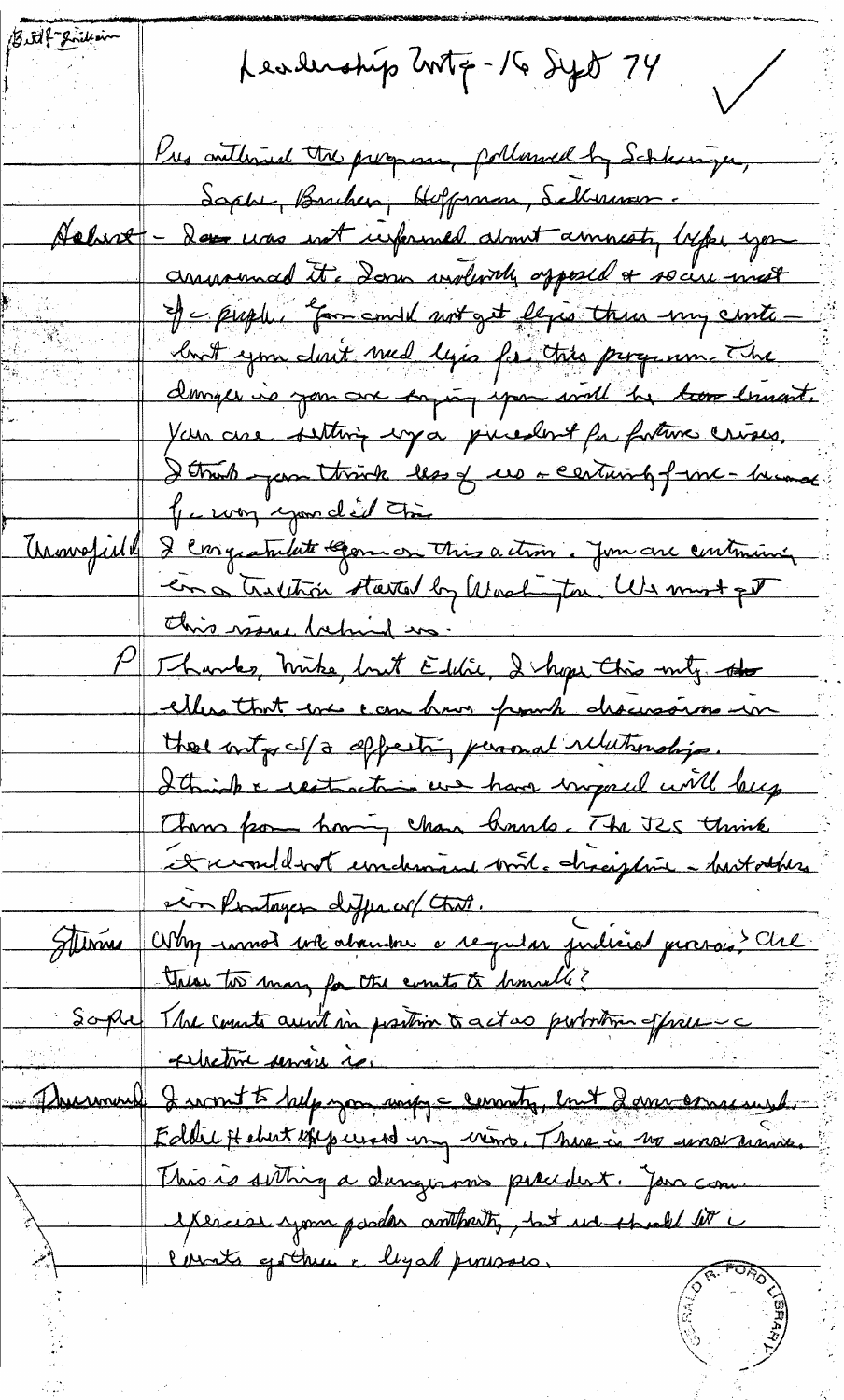Leadership Mtg - 16 Sept 74

Pres outlined the program, followed by Schlesinger, Saxbe, Buchen, Hoffman, Silberman.

Hebert - I was not informed about amnesty before you announced it. I am violently opposed & so are most of the people. You could not get legis thru my cmte - but you don't need legis for this program. The danger is you are saying you will be too lenient. You are setting up a precedent for future crises. I think you think less of us & certainly of me - because of the way you did this.

Mansfield I congratulate you on this action. You are continuing in a tradition started by Washington. We must get this issue behind us.

P Thanks, Mike, but Eddie, I hope this mtg. shows that we can have frank discussions in these mtgs w/o affecting personal relationships. I think the restrictions we have imposed will keep them from having clean hands. The JCS think it wouldn't undermine mil. discipline - but others in Pentagon differ w/ that.

Stennis Why must we abandon the regular judicial process? Are there too many for the courts to handle?

Saxbe The courts aren't in position to act as probation officer - the selective service is.

Thurmond I want to help you on the amnesty, but I am concerned. Eddie Hebert expressed my views. There is no unanimity. This is setting a dangerous precedent. You can exercise your pardon authority, but we should let the courts go thru the legal process.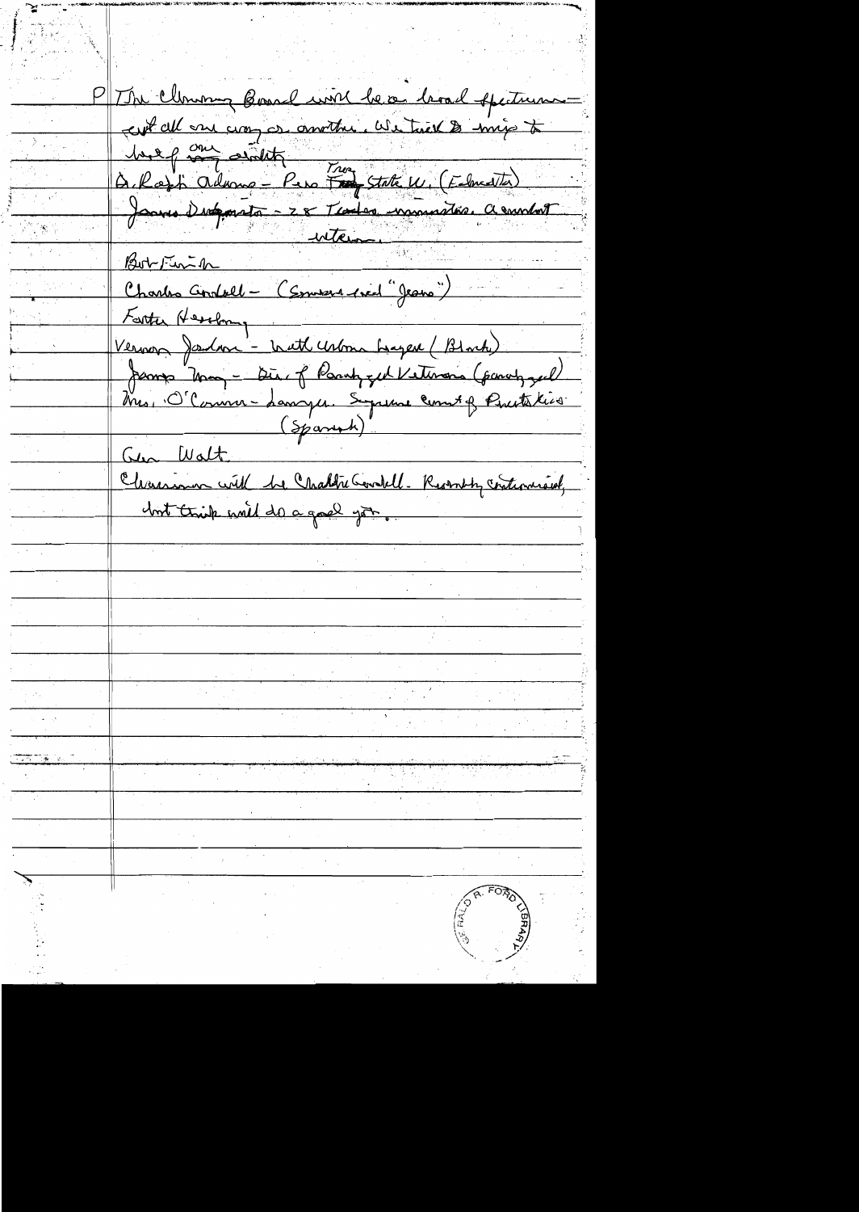P The Clemency Board will be a broad spectrum — cut all one way or another. We tried to mix to best of our ability.

Dr. Ralph Adams - Pres Troy State U. (Educator)

James Dugan - 28 Teacher minister. A combat veteran.

Bob Finch

Charles Goodell - (Senator said "Jesus")

Father Hesburg

Vernon Jordan - Natl Urban League (Black)

James Maye - Dir. of Paralyzed Veterans (paralyzed)

Mrs. O'Connor - Lawyer. Supreme Court of Puerto Rico (Spanish)

Gen Walt

Chairman will be Charlie Goodell. Recently controversial, but think will do a good job.